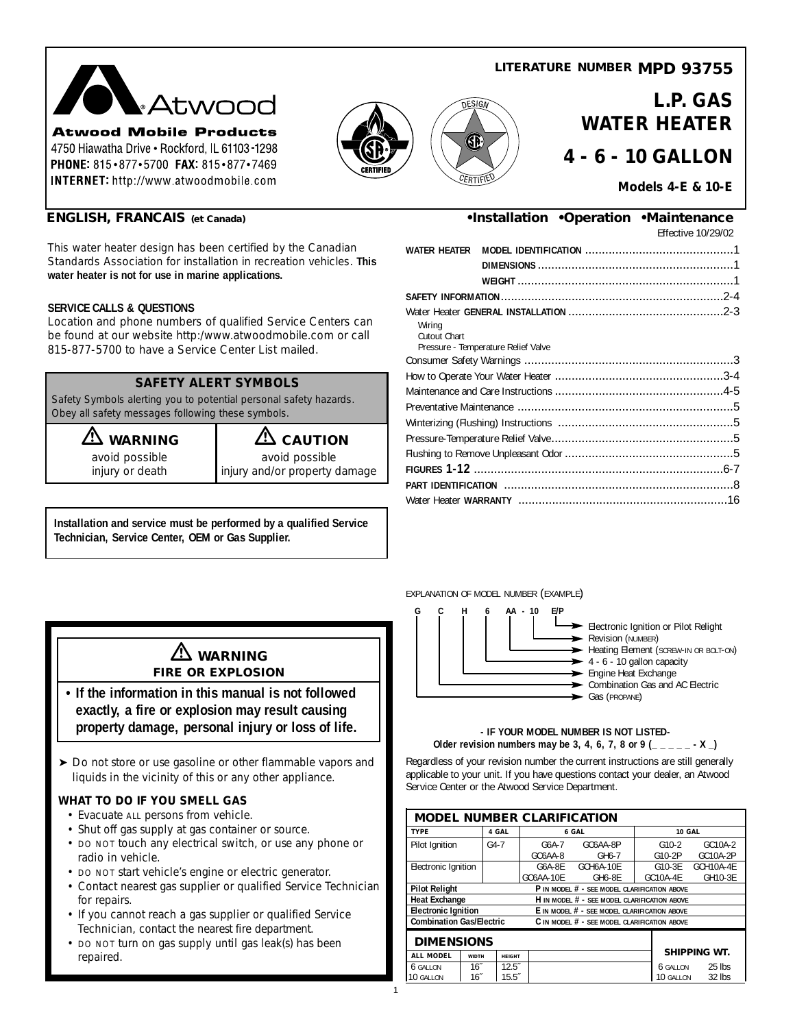**Atwood Mobile Products**
4750 Hiawatha Drive • Rockford, IL 61103-1298
**PHONE:** 815•877•5700 **FAX:** 815•877•7469
**INTERNET:** http://www.atwoodmobile.com

**LITERATURE NUMBER MPD 93755**

# L.P. GAS WATER HEATER

# 4 - 6 - 10 GALLON

**Models 4-E & 10-E**

**ENGLISH, FRANCAIS (et Canada)**

**•Installation •Operation •Maintenance**

Effective 10/29/02

This water heater design has been certified by the Canadian Standards Association for installation in recreation vehicles. **This water heater is not for use in marine applications.**

**SERVICE CALLS & QUESTIONS**

Location and phone numbers of qualified Service Centers can be found at our website http:/www.atwoodmobile.com or call 815-877-5700 to have a Service Center List mailed.

| SAFETY ALERT SYMBOLS | |
|---|---|
| Safety Symbols alerting you to potential personal safety hazards. Obey all safety messages following these symbols. | |
| ⚠ **WARNING** avoid possible injury or death | ⚠ **CAUTION** avoid possible injury and/or property damage |

**Installation and service must be performed by a qualified Service Technician, Service Center, OEM or Gas Supplier.**

| Contents | Page |
|---|---|
| WATER HEATER MODEL IDENTIFICATION | 1 |
| DIMENSIONS | 1 |
| WEIGHT | 1 |
| SAFETY INFORMATION | 2-4 |
| Water Heater GENERAL INSTALLATION | 2-3 |
| Wiring | |
| Cutout Chart | |
| Pressure - Temperature Relief Valve | |
| Consumer Safety Warnings | 3 |
| How to Operate Your Water Heater | 3-4 |
| Maintenance and Care Instructions | 4-5 |
| Preventative Maintenance | 5 |
| Winterizing (Flushing) Instructions | 5 |
| Pressure-Temperature Relief Valve | 5 |
| Flushing to Remove Unpleasant Odor | 5 |
| FIGURES 1-12 | 6-7 |
| PART IDENTIFICATION | 8 |
| Water Heater WARRANTY | 16 |

## ⚠ WARNING
### FIRE OR EXPLOSION

- **If the information in this manual is not followed exactly, a fire or explosion may result causing property damage, personal injury or loss of life.**

➤ Do not store or use gasoline or other flammable vapors and liquids in the vicinity of this or any other appliance.

**WHAT TO DO IF YOU SMELL GAS**

- Evacuate ALL persons from vehicle.
- Shut off gas supply at gas container or source.
- DO NOT touch any electrical switch, or use any phone or radio in vehicle.
- DO NOT start vehicle's engine or electric generator.
- Contact nearest gas supplier or qualified Service Technician for repairs.
- If you cannot reach a gas supplier or qualified Service Technician, contact the nearest fire department.
- DO NOT turn on gas supply until gas leak(s) has been repaired.

EXPLANATION OF MODEL NUMBER (EXAMPLE)

G C H 6 AA - 10 E/P

- E/P → Electronic Ignition or Pilot Relight
- 10 → Revision (NUMBER)
- AA → Heating Element (SCREW-IN OR BOLT-ON)
- 6 → 4 - 6 - 10 gallon capacity
- H → Engine Heat Exchange
- C → Combination Gas and AC Electric
- G → Gas (PROPANE)

**- IF YOUR MODEL NUMBER IS NOT LISTED-**
**Older revision numbers may be 3, 4, 6, 7, 8 or 9 (_ _ _ _ _ - X _)**

Regardless of your revision number the current instructions are still generally applicable to your unit. If you have questions contact your dealer, an Atwood Service Center or the Atwood Service Department.

**MODEL NUMBER CLARIFICATION**

| TYPE | 4 GAL | 6 GAL | | 10 GAL | |
|---|---|---|---|---|---|
| Pilot Ignition | G4-7 | G6A-7<br>GC6AA-8 | GC6AA-8P<br>GH6-7 | G10-2<br>G10-2P | GC10A-2<br>GC10A-2P |
| Electronic Ignition | | G6A-8E<br>GC6AA-10E | GCH6A-10E<br>GH6-8E | G10-3E<br>GC10A-4E | GCH10A-4E<br>GH10-3E |
| **Pilot Relight** | **P** IN MODEL # - SEE MODEL CLARIFICATION ABOVE | | | | |
| **Heat Exchange** | **H** IN MODEL # - SEE MODEL CLARIFICATION ABOVE | | | | |
| **Electronic Ignition** | **E** IN MODEL # - SEE MODEL CLARIFICATION ABOVE | | | | |
| **Combination Gas/Electric** | **C** IN MODEL # - SEE MODEL CLARIFICATION ABOVE | | | | |

**DIMENSIONS**

| ALL MODEL | WIDTH | HEIGHT |
|---|---|---|
| 6 GALLON | 16″ | 12.5″ |
| 10 GALLON | 16″ | 15.5″ |

**SHIPPING WT.**

| Model | Weight |
|---|---|
| 6 GALLON | 25 lbs |
| 10 GALLON | 32 lbs |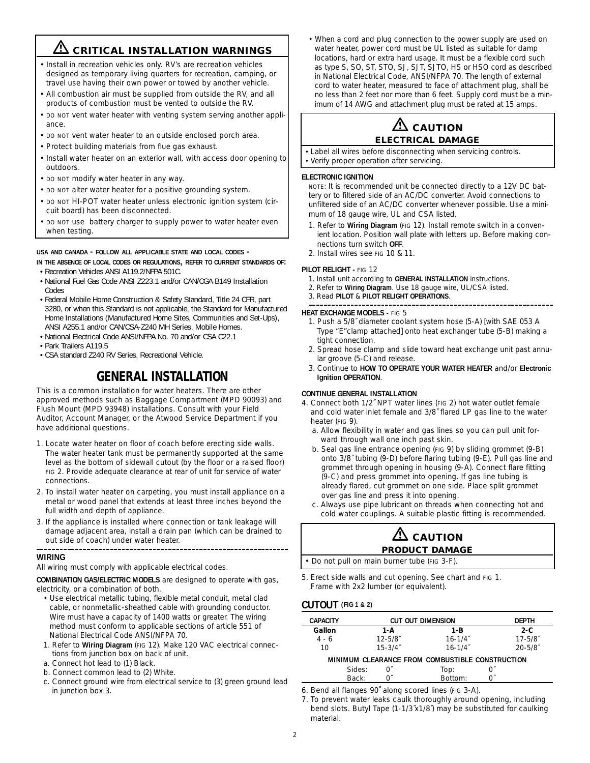## ⚠ CRITICAL INSTALLATION WARNINGS

- Install in recreation vehicles only. RV's are recreation vehicles designed as temporary living quarters for recreation, camping, or travel use having their own power or towed by another vehicle.
- All combustion air must be supplied from outside the RV, and all products of combustion must be vented to outside the RV.
- DO NOT vent water heater with venting system serving another appliance.
- DO NOT vent water heater to an outside enclosed porch area.
- Protect building materials from flue gas exhaust.
- Install water heater on an exterior wall, with access door opening to outdoors.
- DO NOT modify water heater in any way.
- DO NOT alter water heater for a positive grounding system.
- DO NOT HI-POT water heater unless electronic ignition system (circuit board) has been disconnected.
- DO NOT use battery charger to supply power to water heater even when testing.

**USA AND CANADA - FOLLOW ALL APPLICABLE STATE AND LOCAL CODES - IN THE ABSENCE OF LOCAL CODES OR REGULATIONS, REFER TO CURRENT STANDARDS OF:**

- Recreation Vehicles ANSI A119.2/NFPA 501C.
- National Fuel Gas Code ANSI Z223.1 and/or CAN/CGA B149 Installation Codes
- Federal Mobile Home Construction & Safety Standard, Title 24 CFR, part 3280, or when this Standard is not applicable, the Standard for Manufactured Home Installations (Manufactured Home Sites, Communities and Set-Ups), ANSI A255.1 and/or CAN/CSA-Z240 MH Series, Mobile Homes.
- National Electrical Code ANSI/NFPA No. 70 and/or CSA C22.1
- Park Trailers A119.5
- CSA standard Z240 RV Series, Recreational Vehicle.

# GENERAL INSTALLATION

This is a common installation for water heaters. There are other approved methods such as Baggage Compartment (MPD 90093) and Flush Mount (MPD 93948) installations. Consult with your Field Auditor, Account Manager, or the Atwood Service Department if you have additional questions.

1. Locate water heater on floor of coach before erecting side walls. The water heater tank must be permanently supported at the same level as the bottom of sidewall cutout (by the floor or a raised floor) FIG 2. Provide adequate clearance at rear of unit for service of water connections.
2. To install water heater on carpeting, you must install appliance on a metal or wood panel that extends at least three inches beyond the full width and depth of appliance.
3. If the appliance is installed where connection or tank leakage will damage adjacent area, install a drain pan (which can be drained to out side of coach) under water heater.

### WIRING

All wiring must comply with applicable electrical codes.

**COMBINATION GAS/ELECTRIC MODELS** are designed to operate with gas, electricity, or a combination of both.

- Use electrical metallic tubing, flexible metal conduit, metal clad cable, or nonmetallic-sheathed cable with grounding conductor. Wire must have a capacity of 1400 watts or greater. The wiring method must conform to applicable sections of article 551 of National Electrical Code ANSI/NFPA 70.

1. Refer to **Wiring Diagram** (FIG 12). Make 120 VAC electrical connections from junction box on back of unit.
   a. Connect hot lead to (1) Black.
   b. Connect common lead to (2) White.
   c. Connect ground wire from electrical service to (3) green ground lead in junction box 3.

- When a cord and plug connection to the power supply are used on water heater, power cord must be UL listed as suitable for damp locations, hard or extra hard usage. It must be a flexible cord such as type S, SO, ST, STO, SJ, SJT, SJTO, HS or HSO cord as described in National Electrical Code, ANSI/NFPA 70. The length of external cord to water heater, measured to face of attachment plug, shall be no less than 2 feet nor more than 6 feet. Supply cord must be a minimum of 14 AWG and attachment plug must be rated at 15 amps.

## ⚠ CAUTION
### ELECTRICAL DAMAGE

- Label all wires before disconnecting when servicing controls.
- Verify proper operation after servicing.

**ELECTRONIC IGNITION**

NOTE: It is recommended unit be connected directly to a 12V DC battery or to filtered side of an AC/DC converter. Avoid connections to unfiltered side of an AC/DC converter whenever possible. Use a minimum of 18 gauge wire, UL and CSA listed.

1. Refer to **Wiring Diagram** (FIG 12). Install remote switch in a convenient location. Position wall plate with letters up. Before making connections turn switch **OFF**.
2. Install wires see FIG 10 & 11.

**PILOT RELIGHT -** FIG 12

1. Install unit according to **GENERAL INSTALLATION** instructions.
2. Refer to **Wiring Diagram**. Use 18 gauge wire, UL/CSA listed.
3. Read **PILOT** & **PILOT RELIGHT OPERATIONS**.

**HEAT EXCHANGE MODELS -** FIG 5

1. Push a 5/8″ diameter coolant system hose (5-A) [with SAE 053 A Type "E" clamp attached] onto heat exchanger tube (5-B) making a tight connection.
2. Spread hose clamp and slide toward heat exchange unit past annular groove (5-C) and release.
3. Continue to **HOW TO OPERATE YOUR WATER HEATER** and/or **Electronic Ignition OPERATION**.

**CONTINUE GENERAL INSTALLATION**

4. Connect both 1/2″ NPT water lines (FIG 2) hot water outlet female and cold water inlet female and 3/8″ flared LP gas line to the water heater (FIG 9).
   a. Allow flexibility in water and gas lines so you can pull unit forward through wall one inch past skin.
   b. Seal gas line entrance opening (FIG 9) by sliding grommet (9-B) onto 3/8″ tubing (9-D) before flaring tubing (9-E). Pull gas line and grommet through opening in housing (9-A). Connect flare fitting (9-C) and press grommet into opening. If gas line tubing is already flared, cut grommet on one side. Place split grommet over gas line and press it into opening.
   c. Always use pipe lubricant on threads when connecting hot and cold water couplings. A suitable plastic fitting is recommended.

## ⚠ CAUTION
### PRODUCT DAMAGE

- Do not pull on main burner tube (FIG 3-F).

5. Erect side walls and cut opening. See chart and FIG 1. Frame with 2x2 lumber (or equivalent).

## CUTOUT (FIG 1 & 2)

| CAPACITY | CUT OUT DIMENSION | | DEPTH |
|---|---|---|---|
| Gallon | 1-A | 1-B | 2-C |
| 4 - 6 | 12-5/8″ | 16-1/4″ | 17-5/8″ |
| 10 | 15-3/4″ | 16-1/4″ | 20-5/8″ |

**MINIMUM CLEARANCE FROM COMBUSTIBLE CONSTRUCTION**

| | | | |
|---|---|---|---|
| Sides: | 0″ | Top: | 0″ |
| Back: | 0″ | Bottom: | 0″ |

6. Bend all flanges 90° along scored lines (FIG 3-A).
7. To prevent water leaks caulk thoroughly around opening, including bend slots. Butyl Tape (1-1/3″x1/8″) may be substituted for caulking material.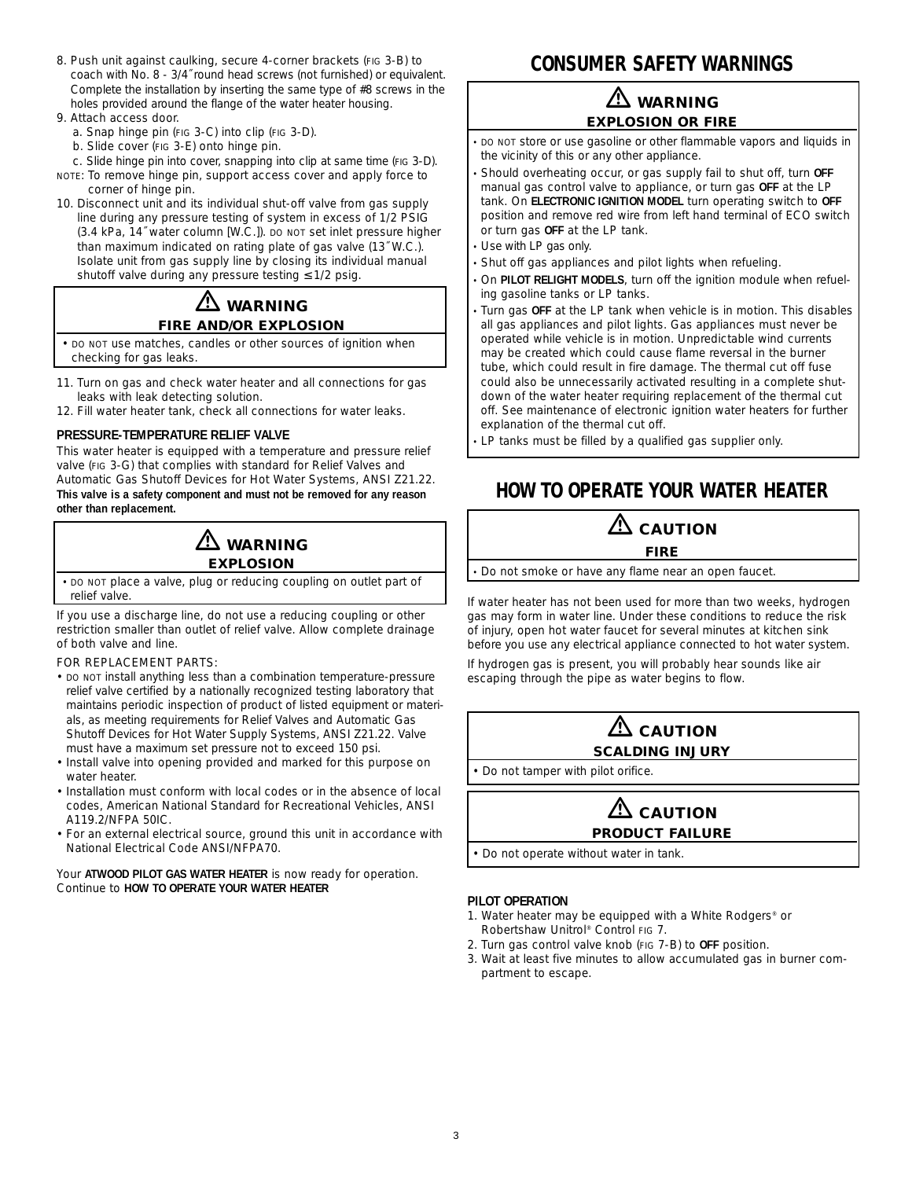8. Push unit against caulking, secure 4-corner brackets (FIG 3-B) to coach with No. 8 - 3/4″ round head screws (not furnished) or equivalent. Complete the installation by inserting the same type of #8 screws in the holes provided around the flange of the water heater housing.
9. Attach access door.
   a. Snap hinge pin (FIG 3-C) into clip (FIG 3-D).
   b. Slide cover (FIG 3-E) onto hinge pin.
   c. Slide hinge pin into cover, snapping into clip at same time (FIG 3-D).

NOTE: To remove hinge pin, support access cover and apply force to corner of hinge pin.

10. Disconnect unit and its individual shut-off valve from gas supply line during any pressure testing of system in excess of 1/2 PSIG (3.4 kPa, 14″ water column [W.C.]). DO NOT set inlet pressure higher than maximum indicated on rating plate of gas valve (13″ W.C.). Isolate unit from gas supply line by closing its individual manual shutoff valve during any pressure testing ≤ 1/2 psig.

> ⚠ **WARNING**
> **FIRE AND/OR EXPLOSION**
> - DO NOT use matches, candles or other sources of ignition when checking for gas leaks.

11. Turn on gas and check water heater and all connections for gas leaks with leak detecting solution.
12. Fill water heater tank, check all connections for water leaks.

**PRESSURE-TEMPERATURE RELIEF VALVE**

This water heater is equipped with a temperature and pressure relief valve (FIG 3-G) that complies with standard for Relief Valves and Automatic Gas Shutoff Devices for Hot Water Systems, ANSI Z21.22. **This valve is a safety component and must not be removed for any reason other than replacement.**

> ⚠ **WARNING**
> **EXPLOSION**
> - DO NOT place a valve, plug or reducing coupling on outlet part of relief valve.

If you use a discharge line, do not use a reducing coupling or other restriction smaller than outlet of relief valve. Allow complete drainage of both valve and line.

FOR REPLACEMENT PARTS:

- DO NOT install anything less than a combination temperature-pressure relief valve certified by a nationally recognized testing laboratory that maintains periodic inspection of product of listed equipment or materials, as meeting requirements for Relief Valves and Automatic Gas Shutoff Devices for Hot Water Supply Systems, ANSI Z21.22. Valve must have a maximum set pressure not to exceed 150 psi.
- Install valve into opening provided and marked for this purpose on water heater.
- Installation must conform with local codes or in the absence of local codes, American National Standard for Recreational Vehicles, ANSI A119.2/NFPA 50IC.
- For an external electrical source, ground this unit in accordance with National Electrical Code ANSI/NFPA70.

Your **ATWOOD PILOT GAS WATER HEATER** is now ready for operation. Continue to **HOW TO OPERATE YOUR WATER HEATER**

# CONSUMER SAFETY WARNINGS

> ⚠ **WARNING**
> **EXPLOSION OR FIRE**
> - DO NOT store or use gasoline or other flammable vapors and liquids in the vicinity of this or any other appliance.
> - Should overheating occur, or gas supply fail to shut off, turn **OFF** manual gas control valve to appliance, or turn gas **OFF** at the LP tank. On **ELECTRONIC IGNITION MODEL** turn operating switch to **OFF** position and remove red wire from left hand terminal of ECO switch or turn gas **OFF** at the LP tank.
> - Use with LP gas only.
> - Shut off gas appliances and pilot lights when refueling.
> - On **PILOT RELIGHT MODELS**, turn off the ignition module when refueling gasoline tanks or LP tanks.
> - Turn gas **OFF** at the LP tank when vehicle is in motion. This disables all gas appliances and pilot lights. Gas appliances must never be operated while vehicle is in motion. Unpredictable wind currents may be created which could cause flame reversal in the burner tube, which could result in fire damage. The thermal cut off fuse could also be unnecessarily activated resulting in a complete shutdown of the water heater requiring replacement of the thermal cut off. See maintenance of electronic ignition water heaters for further explanation of the thermal cut off.
> - LP tanks must be filled by a qualified gas supplier only.

# HOW TO OPERATE YOUR WATER HEATER

> ⚠ **CAUTION**
> **FIRE**
> - Do not smoke or have any flame near an open faucet.

If water heater has not been used for more than two weeks, hydrogen gas may form in water line. Under these conditions to reduce the risk of injury, open hot water faucet for several minutes at kitchen sink before you use any electrical appliance connected to hot water system.

If hydrogen gas is present, you will probably hear sounds like air escaping through the pipe as water begins to flow.

> ⚠ **CAUTION**
> **SCALDING INJURY**
> - Do not tamper with pilot orifice.

> ⚠ **CAUTION**
> **PRODUCT FAILURE**
> - Do not operate without water in tank.

**PILOT OPERATION**

1. Water heater may be equipped with a White Rodgers® or Robertshaw Unitrol® Control FIG 7.
2. Turn gas control valve knob (FIG 7-B) to **OFF** position.
3. Wait at least five minutes to allow accumulated gas in burner compartment to escape.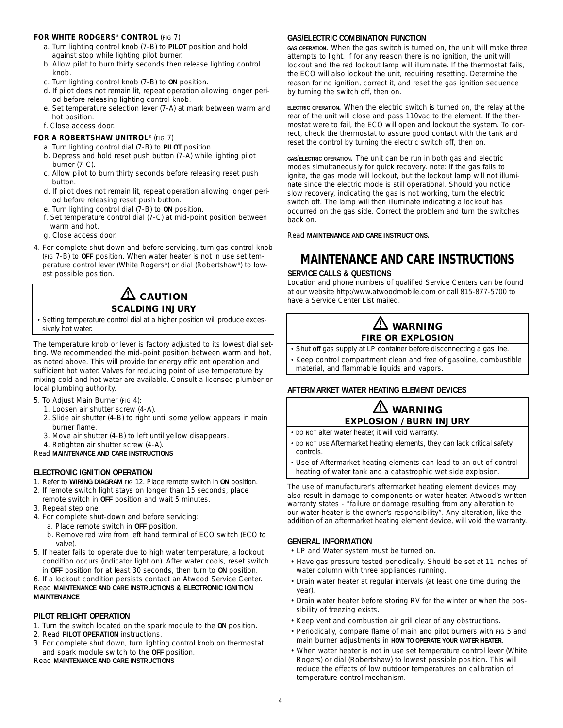**FOR WHITE RODGERS® CONTROL** (FIG 7)

a. Turn lighting control knob (7-B) to **PILOT** position and hold against stop while lighting pilot burner.
b. Allow pilot to burn thirty seconds then release lighting control knob.
c. Turn lighting control knob (7-B) to **ON** position.
d. If pilot does not remain lit, repeat operation allowing longer period before releasing lighting control knob.
e. Set temperature selection lever (7-A) at mark between warm and hot position.
f. Close access door.

**FOR A ROBERTSHAW UNITROL®** (FIG 7)

a. Turn lighting control dial (7-B) to **PILOT** position.
b. Depress and hold reset push button (7-A) while lighting pilot burner (7-C).
c. Allow pilot to burn thirty seconds before releasing reset push button.
d. If pilot does not remain lit, repeat operation allowing longer period before releasing reset push button.
e. Turn lighting control dial (7-B) to **ON** position.
f. Set temperature control dial (7-C) at mid-point position between warm and hot.
g. Close access door.

4. For complete shut down and before servicing, turn gas control knob (FIG 7-B) to **OFF** position. When water heater is not in use set temperature control lever (White Rogers®) or dial (Robertshaw®) to lowest possible position.

**⚠ CAUTION**
**SCALDING INJURY**

- Setting temperature control dial at a higher position will produce excessively hot water.

The temperature knob or lever is factory adjusted to its lowest dial setting. We recommended the mid-point position between warm and hot, as noted above. This will provide for energy efficient operation and sufficient hot water. Valves for reducing point of use temperature by mixing cold and hot water are available. Consult a licensed plumber or local plumbing authority.

5. To Adjust Main Burner (FIG 4):
   1. Loosen air shutter screw (4-A).
   2. Slide air shutter (4-B) to right until some yellow appears in main burner flame.
   3. Move air shutter (4-B) to left until yellow disappears.
   4. Retighten air shutter screw (4-A).

Read **MAINTENANCE AND CARE INSTRUCTIONS**

### ELECTRONIC IGNITION OPERATION

1. Refer to **WIRING DIAGRAM** FIG 12. Place remote switch in **ON** position.
2. If remote switch light stays on longer than 15 seconds, place remote switch in **OFF** position and wait 5 minutes.
3. Repeat step one.
4. For complete shut-down and before servicing:
   a. Place remote switch in **OFF** position.
   b. Remove red wire from left hand terminal of ECO switch (ECO to valve).
5. If heater fails to operate due to high water temperature, a lockout condition occurs (indicator light on). After water cools, reset switch in **OFF** position for at least 30 seconds, then turn to **ON** position.
6. If a lockout condition persists contact an Atwood Service Center.

Read **MAINTENANCE AND CARE INSTRUCTIONS & ELECTRONIC IGNITION MAINTENANCE**

### PILOT RELIGHT OPERATION

1. Turn the switch located on the spark module to the **ON** position.
2. Read **PILOT OPERATION** instructions.
3. For complete shut down, turn lighting control knob on thermostat and spark module switch to the **OFF** position.

Read **MAINTENANCE AND CARE INSTRUCTIONS**

### GAS/ELECTRIC COMBINATION FUNCTION

**GAS OPERATION.** When the gas switch is turned on, the unit will make three attempts to light. If for any reason there is no ignition, the unit will lockout and the red lockout lamp will illuminate. If the thermostat fails, the ECO will also lockout the unit, requiring resetting. Determine the reason for no ignition, correct it, and reset the gas ignition sequence by turning the switch off, then on.

**ELECTRIC OPERATION.** When the electric switch is turned on, the relay at the rear of the unit will close and pass 110vac to the element. If the thermostat were to fail, the ECO will open and lockout the system. To correct, check the thermostat to assure good contact with the tank and reset the control by turning the electric switch off, then on.

**GAS/ELECTRIC OPERATION.** The unit can be run in both gas and electric modes simultaneously for quick recovery. note: if the gas fails to ignite, the gas mode will lockout, but the lockout lamp will not illuminate since the electric mode is still operational. Should you notice slow recovery, indicating the gas is not working, turn the electric switch off. The lamp will then illuminate indicating a lockout has occurred on the gas side. Correct the problem and turn the switches back on.

Read **MAINTENANCE AND CARE INSTRUCTIONS.**

## MAINTENANCE AND CARE INSTRUCTIONS

### SERVICE CALLS & QUESTIONS

Location and phone numbers of qualified Service Centers can be found at our website http:/www.atwoodmobile.com or call 815-877-5700 to have a Service Center List mailed.

**⚠ WARNING**
**FIRE OR EXPLOSION**

- Shut off gas supply at LP container before disconnecting a gas line.
- Keep control compartment clean and free of gasoline, combustible material, and flammable liquids and vapors.

### AFTERMARKET WATER HEATING ELEMENT DEVICES

**⚠ WARNING**
**EXPLOSION / BURN INJURY**

- DO NOT alter water heater, it will void warranty.
- DO NOT USE Aftermarket heating elements, they can lack critical safety controls.
- Use of Aftermarket heating elements can lead to an out of control heating of water tank and a catastrophic wet side explosion.

The use of manufacturer's aftermarket heating element devices may also result in damage to components or water heater. Atwood's written warranty states - "failure or damage resulting from any alteration to our water heater is the owner's responsibility". Any alteration, like the addition of an aftermarket heating element device, will void the warranty.

### GENERAL INFORMATION

- LP and Water system must be turned on.
- Have gas pressure tested periodically. Should be set at 11 inches of water column with three appliances running.
- Drain water heater at regular intervals (at least one time during the year).
- Drain water heater before storing RV for the winter or when the possibility of freezing exists.
- Keep vent and combustion air grill clear of any obstructions.
- Periodically, compare flame of main and pilot burners with FIG 5 and main burner adjustments in **HOW TO OPERATE YOUR WATER HEATER**.
- When water heater is not in use set temperature control lever (White Rogers) or dial (Robertshaw) to lowest possible position. This will reduce the effects of low outdoor temperatures on calibration of temperature control mechanism.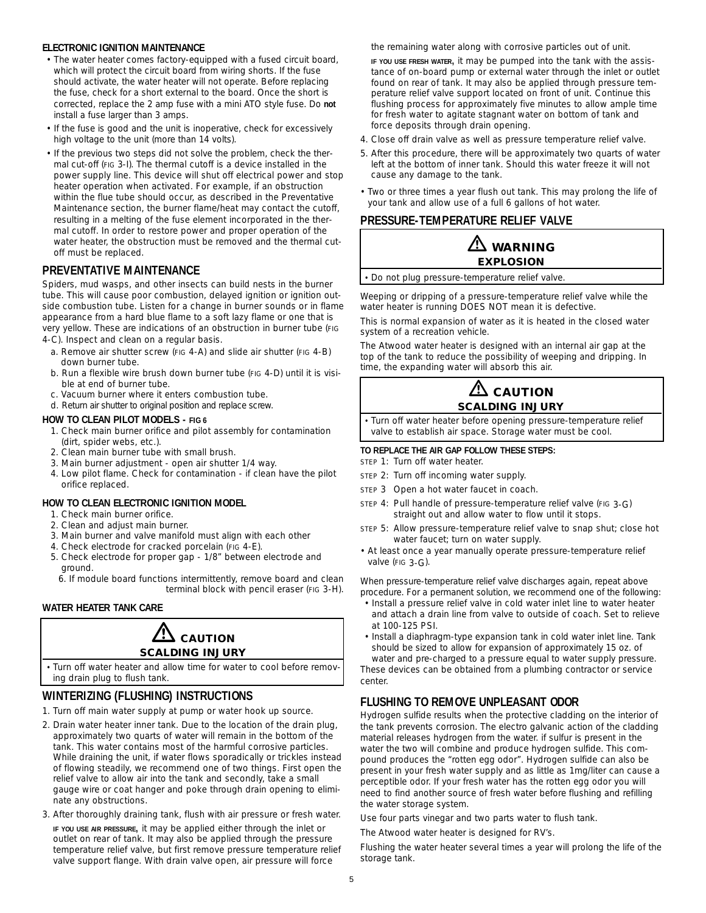### ELECTRONIC IGNITION MAINTENANCE

- The water heater comes factory-equipped with a fused circuit board, which will protect the circuit board from wiring shorts. If the fuse should activate, the water heater will not operate. Before replacing the fuse, check for a short external to the board. Once the short is corrected, replace the 2 amp fuse with a mini ATO style fuse. Do **not** install a fuse larger than 3 amps.
- If the fuse is good and the unit is inoperative, check for excessively high voltage to the unit (more than 14 volts).
- If the previous two steps did not solve the problem, check the thermal cut-off (FIG 3-I). The thermal cutoff is a device installed in the power supply line. This device will shut off electrical power and stop heater operation when activated. For example, if an obstruction within the flue tube should occur, as described in the Preventative Maintenance section, the burner flame/heat may contact the cutoff, resulting in a melting of the fuse element incorporated in the thermal cutoff. In order to restore power and proper operation of the water heater, the obstruction must be removed and the thermal cutoff must be replaced.

## PREVENTATIVE MAINTENANCE

Spiders, mud wasps, and other insects can build nests in the burner tube. This will cause poor combustion, delayed ignition or ignition outside combustion tube. Listen for a change in burner sounds or in flame appearance from a hard blue flame to a soft lazy flame or one that is very yellow. These are indications of an obstruction in burner tube (FIG 4-C). Inspect and clean on a regular basis.

a. Remove air shutter screw (FIG 4-A) and slide air shutter (FIG 4-B) down burner tube.
b. Run a flexible wire brush down burner tube (FIG 4-D) until it is visible at end of burner tube.
c. Vacuum burner where it enters combustion tube.
d. Return air shutter to original position and replace screw.

### HOW TO CLEAN PILOT MODELS - FIG 6

1. Check main burner orifice and pilot assembly for contamination (dirt, spider webs, etc.).
2. Clean main burner tube with small brush.
3. Main burner adjustment - open air shutter 1/4 way.
4. Low pilot flame. Check for contamination - if clean have the pilot orifice replaced.

### HOW TO CLEAN ELECTRONIC IGNITION MODEL

1. Check main burner orifice.
2. Clean and adjust main burner.
3. Main burner and valve manifold must align with each other
4. Check electrode for cracked porcelain (FIG 4-E).
5. Check electrode for proper gap - 1/8" between electrode and ground.
6. If module board functions intermittently, remove board and clean terminal block with pencil eraser (FIG 3-H).

### WATER HEATER TANK CARE

> **⚠ CAUTION**
> **SCALDING INJURY**
> - Turn off water heater and allow time for water to cool before removing drain plug to flush tank.

## WINTERIZING (FLUSHING) INSTRUCTIONS

1. Turn off main water supply at pump or water hook up source.
2. Drain water heater inner tank. Due to the location of the drain plug, approximately two quarts of water will remain in the bottom of the tank. This water contains most of the harmful corrosive particles. While draining the unit, if water flows sporadically or trickles instead of flowing steadily, we recommend one of two things. First open the relief valve to allow air into the tank and secondly, take a small gauge wire or coat hanger and poke through drain opening to eliminate any obstructions.
3. After thoroughly draining tank, flush with air pressure or fresh water.

   **IF YOU USE AIR PRESSURE,** it may be applied either through the inlet or outlet on rear of tank. It may also be applied through the pressure temperature relief valve, but first remove pressure temperature relief valve support flange. With drain valve open, air pressure will force the remaining water along with corrosive particles out of unit.

   **IF YOU USE FRESH WATER,** it may be pumped into the tank with the assistance of on-board pump or external water through the inlet or outlet found on rear of tank. It may also be applied through pressure temperature relief valve support located on front of unit. Continue this flushing process for approximately five minutes to allow ample time for fresh water to agitate stagnant water on bottom of tank and force deposits through drain opening.
4. Close off drain valve as well as pressure temperature relief valve.
5. After this procedure, there will be approximately two quarts of water left at the bottom of inner tank. Should this water freeze it will not cause any damage to the tank.

- Two or three times a year flush out tank. This may prolong the life of your tank and allow use of a full 6 gallons of hot water.

## PRESSURE-TEMPERATURE RELIEF VALVE

> **⚠ WARNING**
> **EXPLOSION**
> - Do not plug pressure-temperature relief valve.

Weeping or dripping of a pressure-temperature relief valve while the water heater is running DOES NOT mean it is defective.

This is normal expansion of water as it is heated in the closed water system of a recreation vehicle.

The Atwood water heater is designed with an internal air gap at the top of the tank to reduce the possibility of weeping and dripping. In time, the expanding water will absorb this air.

> **⚠ CAUTION**
> **SCALDING INJURY**
> - Turn off water heater before opening pressure-temperature relief valve to establish air space. Storage water must be cool.

### TO REPLACE THE AIR GAP FOLLOW THESE STEPS:

STEP 1: Turn off water heater.
STEP 2: Turn off incoming water supply.
STEP 3 Open a hot water faucet in coach.
STEP 4: Pull handle of pressure-temperature relief valve (FIG 3-G) straight out and allow water to flow until it stops.
STEP 5: Allow pressure-temperature relief valve to snap shut; close hot water faucet; turn on water supply.

- At least once a year manually operate pressure-temperature relief valve (FIG 3-G).

When pressure-temperature relief valve discharges again, repeat above procedure. For a permanent solution, we recommend one of the following:

- Install a pressure relief valve in cold water inlet line to water heater and attach a drain line from valve to outside of coach. Set to relieve at 100-125 PSI.
- Install a diaphragm-type expansion tank in cold water inlet line. Tank should be sized to allow for expansion of approximately 15 oz. of water and pre-charged to a pressure equal to water supply pressure.

These devices can be obtained from a plumbing contractor or service center.

## FLUSHING TO REMOVE UNPLEASANT ODOR

Hydrogen sulfide results when the protective cladding on the interior of the tank prevents corrosion. The electro galvanic action of the cladding material releases hydrogen from the water. if sulfur is present in the water the two will combine and produce hydrogen sulfide. This compound produces the "rotten egg odor". Hydrogen sulfide can also be present in your fresh water supply and as little as 1mg/liter can cause a perceptible odor. If your fresh water has the rotten egg odor you will need to find another source of fresh water before flushing and refilling the water storage system.

Use four parts vinegar and two parts water to flush tank.

The Atwood water heater is designed for RV's.

Flushing the water heater several times a year will prolong the life of the storage tank.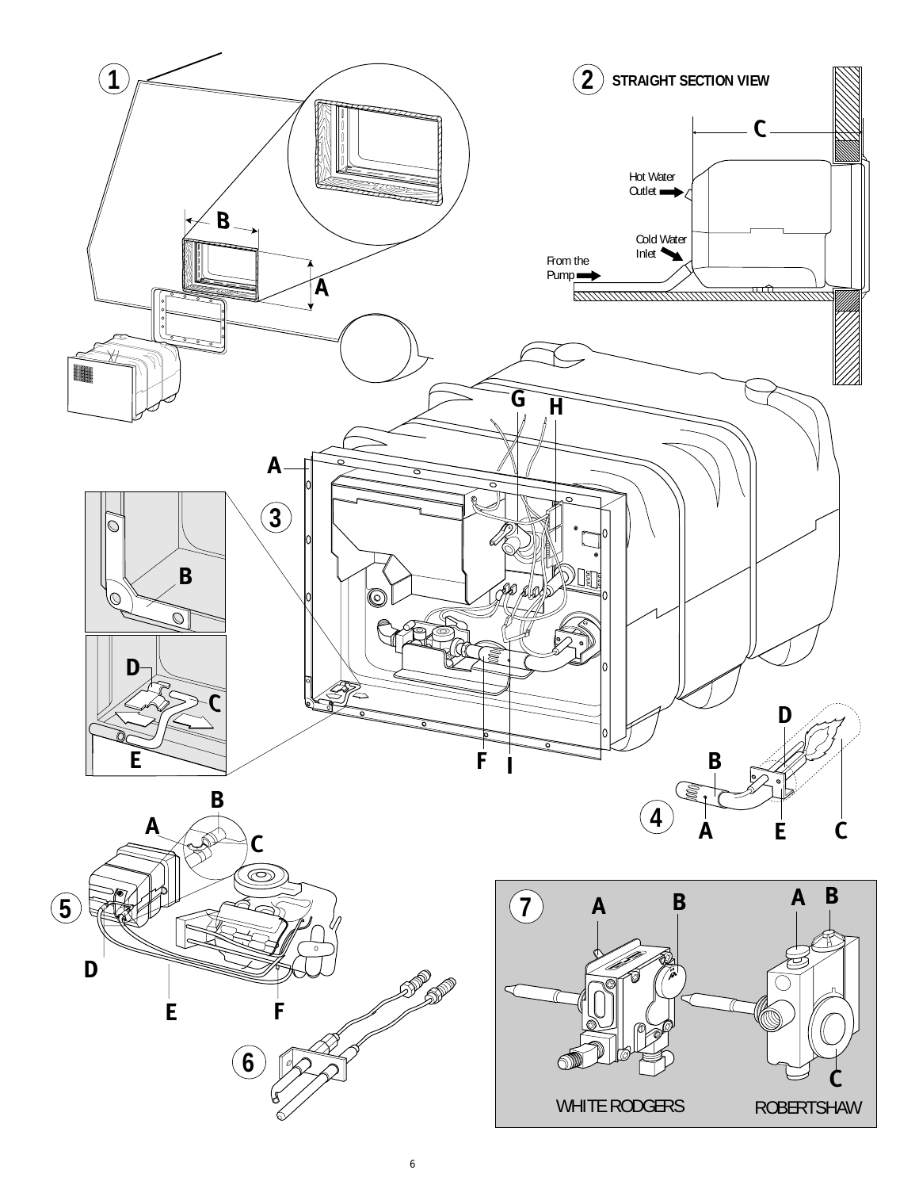1

B

A

2 STRAIGHT SECTION VIEW

C

Hot Water Outlet

Cold Water Inlet

From the Pump

3

A

B

C

D

E

F

G

H

I

4

A

B

C

D

E

5

A

B

C

D

E

F

6

7

A

B

A

B

C

WHITE RODGERS

ROBERTSHAW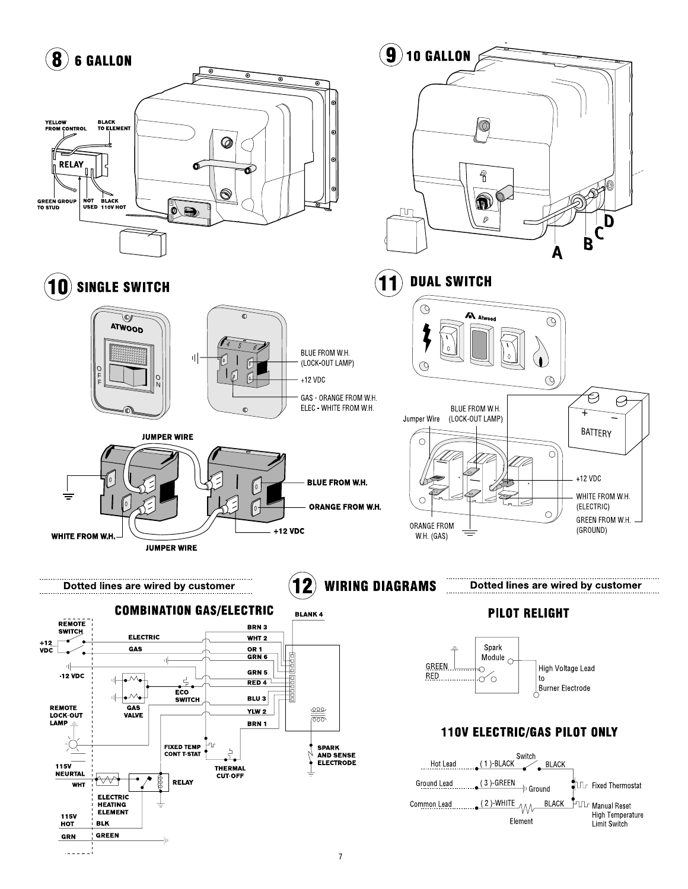## 8 6 GALLON

YELLOW FROM CONTROL

BLACK TO ELEMENT

RELAY

GREEN GROUP TO STUD

NOT USED

BLACK 110V HOT

## 9 10 GALLON

A

B

C

D

## 10 SINGLE SWITCH

ATWOOD

OFF

ON

BLUE FROM W.H. (LOCK-OUT LAMP)

+12 VDC

GAS - ORANGE FROM W.H.
ELEC - WHITE FROM W.H.

JUMPER WIRE

BLUE FROM W.H.

ORANGE FROM W.H.

WHITE FROM W.H.

+12 VDC

JUMPER WIRE

## 11 DUAL SWITCH

Atwood

BATTERY

Jumper Wire

BLUE FROM W.H. (LOCK-OUT LAMP)

+12 VDC

WHITE FROM W.H. (ELECTRIC)

GREEN FROM W.H. (GROUND)

ORANGE FROM W.H. (GAS)

## 12 WIRING DIAGRAMS

Dotted lines are wired by customer

### COMBINATION GAS/ELECTRIC

REMOTE SWITCH

+12 VDC

ELECTRIC

GAS

-12 VDC

GAS VALVE

ECO SWITCH

REMOTE LOCK-OUT LAMP

115V NEURTAL

WHT

ELECTRIC HEATING ELEMENT

RELAY

115V HOT

BLK

GRN

GREEN

FIXED TEMP CONT T-STAT

THERMAL CUT-OFF

SPARK AND SENSE ELECTRODE

BLANK 4

BRN 3

WHT 2

OR 1

GRN 6

GRN 5

RED 4

BLU 3

YLW 2

BRN 1

### PILOT RELIGHT

GREEN

RED

Spark Module

High Voltage Lead to Burner Electrode

### 110V ELECTRIC/GAS PILOT ONLY

Hot Lead

( 1 )-BLACK

Switch

BLACK

Ground Lead

( 3 )-GREEN

Ground

Fixed Thermostat

Common Lead

( 2 )-WHITE

Element

BLACK

Manual Reset High Temperature Limit Switch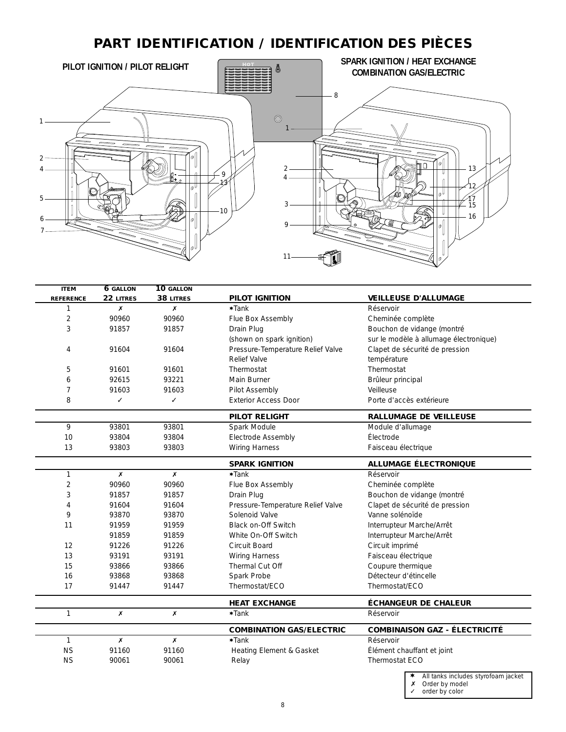# PART IDENTIFICATION / IDENTIFICATION DES PIÈCES

PILOT IGNITION / PILOT RELIGHT

SPARK IGNITION / HEAT EXCHANGE
COMBINATION GAS/ELECTRIC

| ITEM REFERENCE | 6 GALLON 22 LITRES | 10 GALLON 38 LITRES | PILOT IGNITION | VEILLEUSE D'ALLUMAGE |
|---|---|---|---|---|
| 1 | ✗ | ✗ | ∗Tank | Réservoir |
| 2 | 90960 | 90960 | Flue Box Assembly | Cheminée complète |
| 3 | 91857 | 91857 | Drain Plug (shown on spark ignition) | Bouchon de vidange (montré sur le modèle à allumage électronique) |
| 4 | 91604 | 91604 | Pressure-Temperature Relief Valve Relief Valve | Clapet de sécurité de pression température |
| 5 | 91601 | 91601 | Thermostat | Thermostat |
| 6 | 92615 | 93221 | Main Burner | Brûleur principal |
| 7 | 91603 | 91603 | Pilot Assembly | Veilleuse |
| 8 | ✓ | ✓ | Exterior Access Door | Porte d'accès extérieure |
| | | | **PILOT RELIGHT** | **RALLUMAGE DE VEILLEUSE** |
| 9 | 93801 | 93801 | Spark Module | Module d'allumage |
| 10 | 93804 | 93804 | Electrode Assembly | Électrode |
| 13 | 93803 | 93803 | Wiring Harness | Faisceau électrique |
| | | | **SPARK IGNITION** | **ALLUMAGE ÉLECTRONIQUE** |
| 1 | ✗ | ✗ | ∗Tank | Réservoir |
| 2 | 90960 | 90960 | Flue Box Assembly | Cheminée complète |
| 3 | 91857 | 91857 | Drain Plug | Bouchon de vidange (montré |
| 4 | 91604 | 91604 | Pressure-Temperature Relief Valve | Clapet de sécurité de pression |
| 9 | 93870 | 93870 | Solenoid Valve | Vanne solénoïde |
| 11 | 91959 | 91959 | Black on-Off Switch | Interrupteur Marche/Arrêt |
| | 91859 | 91859 | White On-Off Switch | Interrupteur Marche/Arrêt |
| 12 | 91226 | 91226 | Circuit Board | Circuit imprimé |
| 13 | 93191 | 93191 | Wiring Harness | Faisceau électrique |
| 15 | 93866 | 93866 | Thermal Cut Off | Coupure thermique |
| 16 | 93868 | 93868 | Spark Probe | Détecteur d'étincelle |
| 17 | 91447 | 91447 | Thermostat/ECO | Thermostat/ECO |
| | | | **HEAT EXCHANGE** | **ÉCHANGEUR DE CHALEUR** |
| 1 | ✗ | ✗ | ∗Tank | Réservoir |
| | | | **COMBINATION GAS/ELECTRIC** | **COMBINAISON GAZ - ÉLECTRICITÉ** |
| 1 | ✗ | ✗ | ∗Tank | Réservoir |
| NS | 91160 | 91160 | Heating Element & Gasket | Élément chauffant et joint |
| NS | 90061 | 90061 | Relay | Thermostat ECO |

∗ All tanks includes styrofoam jacket
✗ Order by model
✓ order by color